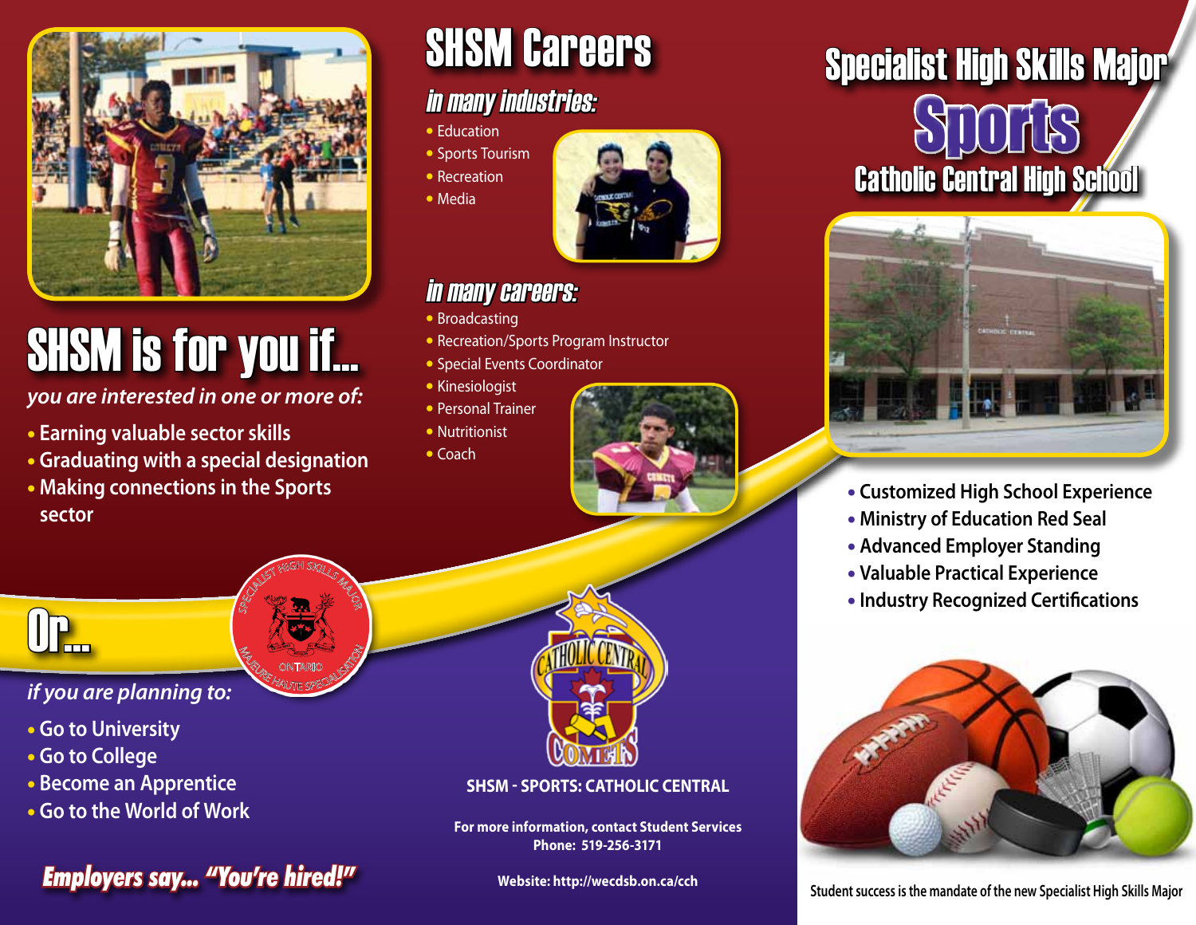# SHSM is for you if...

*you are interested in one or more of:*

- Earning valuable sector skills
- Graduating with a special designation
- Making connections in the Sports sector

# Or...

*if you are planning to:*

- Go to University
- Go to College
- Become an Apprentice
- Go to the World of Work

***Employers say... "You're hired!"***

# SHSM Careers

## *in many industries:*

- Education
- Sports Tourism
- Recreation
- Media

## *in many careers:*

- Broadcasting
- Recreation/Sports Program Instructor
- Special Events Coordinator
- Kinesiologist
- Personal Trainer
- Nutritionist
- Coach

SPECIALIST HIGH SKILLS MAJOR
ONTARIO
MAJEURE HAUTE SPÉCIALISATION

CATHOLIC CENTRAL COMETS

**SHSM - SPORTS: CATHOLIC CENTRAL**

**For more information, contact Student Services**
**Phone: 519-256-3171**

**Website: http://wecdsb.on.ca/cch**

# Specialist High Skills Major

# Sports

## Catholic Central High School

- Customized High School Experience
- Ministry of Education Red Seal
- Advanced Employer Standing
- Valuable Practical Experience
- Industry Recognized Certifications

Student success is the mandate of the new Specialist High Skills Major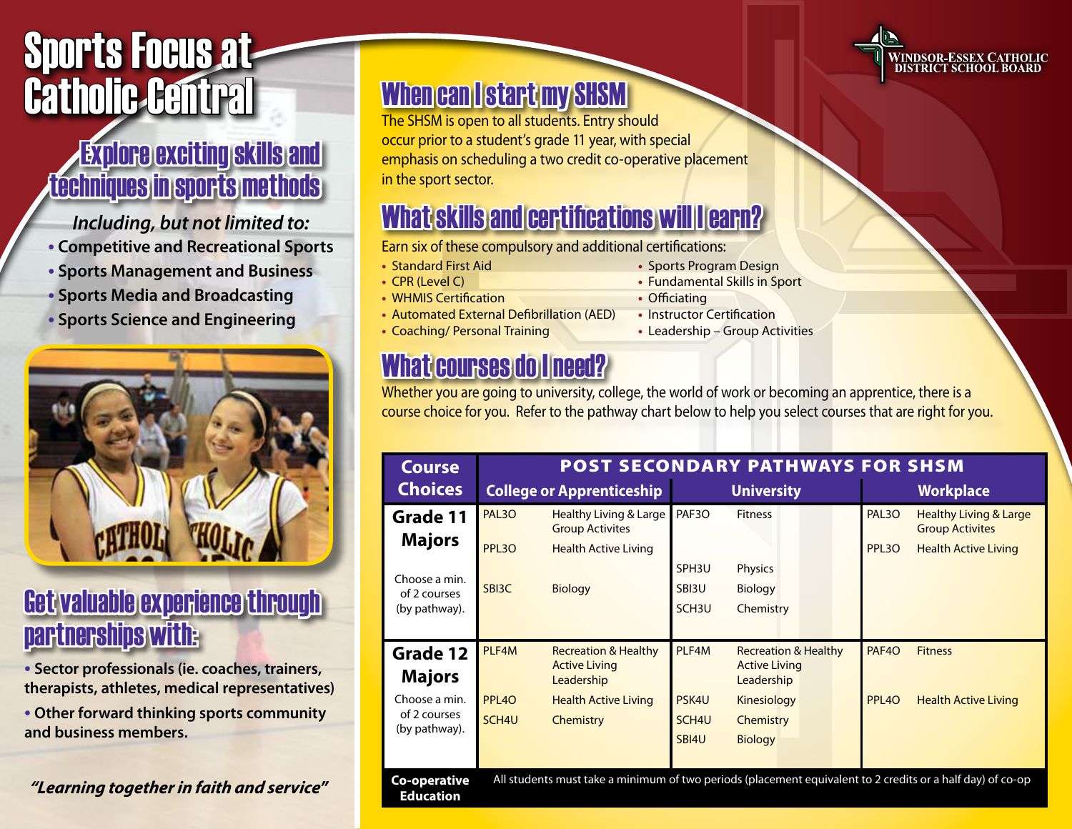# Sports Focus at Catholic Central

## Explore exciting skills and techniques in sports methods

*Including, but not limited to:*

- **Competitive and Recreational Sports**
- **Sports Management and Business**
- **Sports Media and Broadcasting**
- **Sports Science and Engineering**

## Get valuable experience through partnerships with:

- **Sector professionals (ie. coaches, trainers, therapists, athletes, medical representatives)**
- **Other forward thinking sports community and business members.**

***"Learning together in faith and service"***

WINDSOR-ESSEX CATHOLIC DISTRICT SCHOOL BOARD

## When can I start my SHSM

The SHSM is open to all students. Entry should occur prior to a student's grade 11 year, with special emphasis on scheduling a two credit co-operative placement in the sport sector.

## What skills and certifications will I earn?

Earn six of these compulsory and additional certifications:

- Standard First Aid
- CPR (Level C)
- WHMIS Certification
- Automated External Defibrillation (AED)
- Coaching/ Personal Training
- Sports Program Design
- Fundamental Skills in Sport
- Officiating
- Instructor Certification
- Leadership – Group Activities

## What courses do I need?

Whether you are going to university, college, the world of work or becoming an apprentice, there is a course choice for you. Refer to the pathway chart below to help you select courses that are right for you.

| Course Choices | POST SECONDARY PATHWAYS FOR SHSM | | | | | |
|---|---|---|---|---|---|---|
| | College or Apprenticeship | | University | | Workplace | |
| **Grade 11 Majors** | PAL3O | Healthy Living & Large Group Activites | PAF3O | Fitness | PAL3O | Healthy Living & Large Group Activites |
| | PPL3O | Health Active Living | | | PPL3O | Health Active Living |
| Choose a min. of 2 courses (by pathway). | | | SPH3U | Physics | | |
| | SBI3C | Biology | SBI3U | Biology | | |
| | | | SCH3U | Chemistry | | |
| **Grade 12 Majors** | PLF4M | Recreation & Healthy Active Living Leadership | PLF4M | Recreation & Healthy Active Living Leadership | PAF4O | Fitness |
| Choose a min. of 2 courses (by pathway). | PPL4O | Health Active Living | PSK4U | Kinesiology | PPL4O | Health Active Living |
| | SCH4U | Chemistry | SCH4U | Chemistry | | |
| | | | SBI4U | Biology | | |
| **Co-operative Education** | All students must take a minimum of two periods (placement equivalent to 2 credits or a half day) of co-op | | | | | |